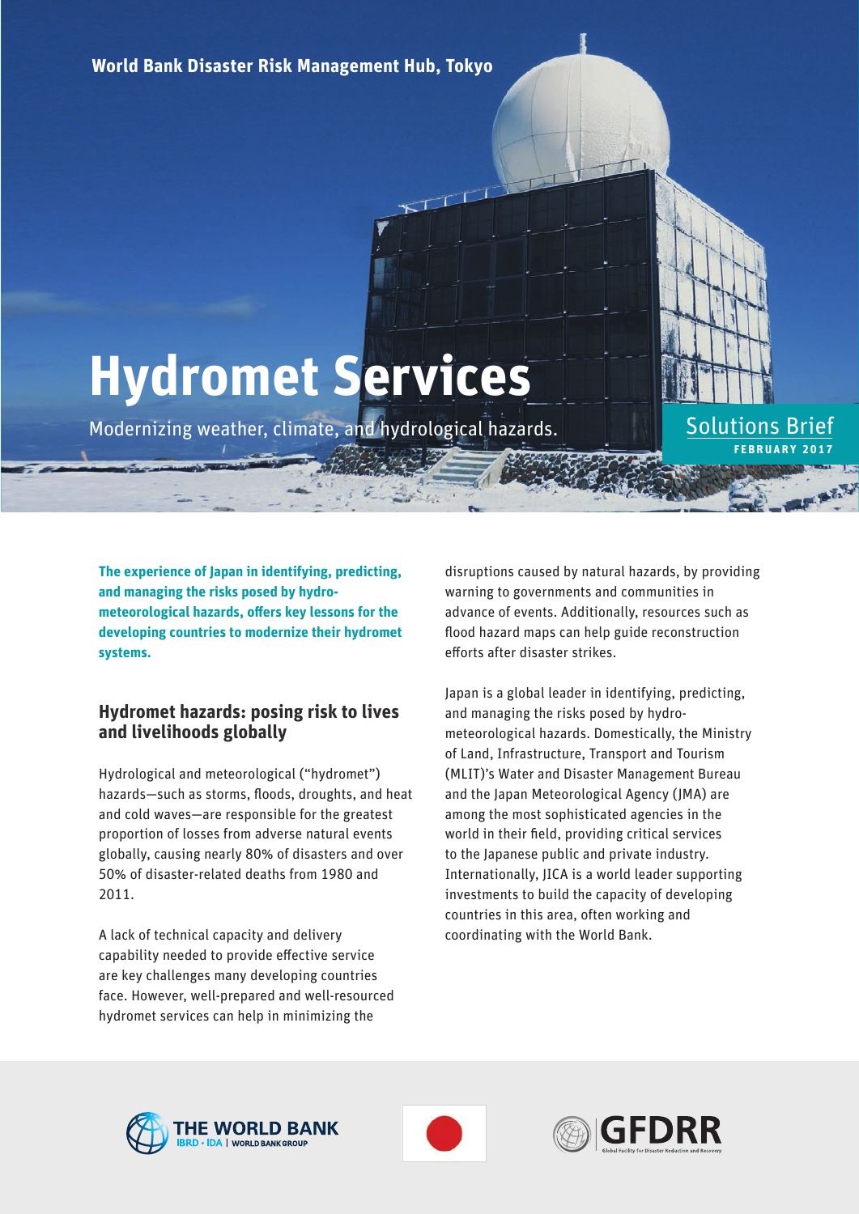World Bank Disaster Risk Management Hub, Tokyo

# Hydromet Services

Modernizing weather, climate, and hydrological hazards.

Solutions Brief
FEBRUARY 2017

**The experience of Japan in identifying, predicting, and managing the risks posed by hydro-meteorological hazards, offers key lessons for the developing countries to modernize their hydromet systems.**

## Hydromet hazards: posing risk to lives and livelihoods globally

Hydrological and meteorological ("hydromet") hazards—such as storms, floods, droughts, and heat and cold waves—are responsible for the greatest proportion of losses from adverse natural events globally, causing nearly 80% of disasters and over 50% of disaster-related deaths from 1980 and 2011.

A lack of technical capacity and delivery capability needed to provide effective service are key challenges many developing countries face. However, well-prepared and well-resourced hydromet services can help in minimizing the disruptions caused by natural hazards, by providing warning to governments and communities in advance of events. Additionally, resources such as flood hazard maps can help guide reconstruction efforts after disaster strikes.

Japan is a global leader in identifying, predicting, and managing the risks posed by hydro-meteorological hazards. Domestically, the Ministry of Land, Infrastructure, Transport and Tourism (MLIT)'s Water and Disaster Management Bureau and the Japan Meteorological Agency (JMA) are among the most sophisticated agencies in the world in their field, providing critical services to the Japanese public and private industry. Internationally, JICA is a world leader supporting investments to build the capacity of developing countries in this area, often working and coordinating with the World Bank.

THE WORLD BANK IBRD • IDA | WORLD BANK GROUP

GFDRR Global Facility for Disaster Reduction and Recovery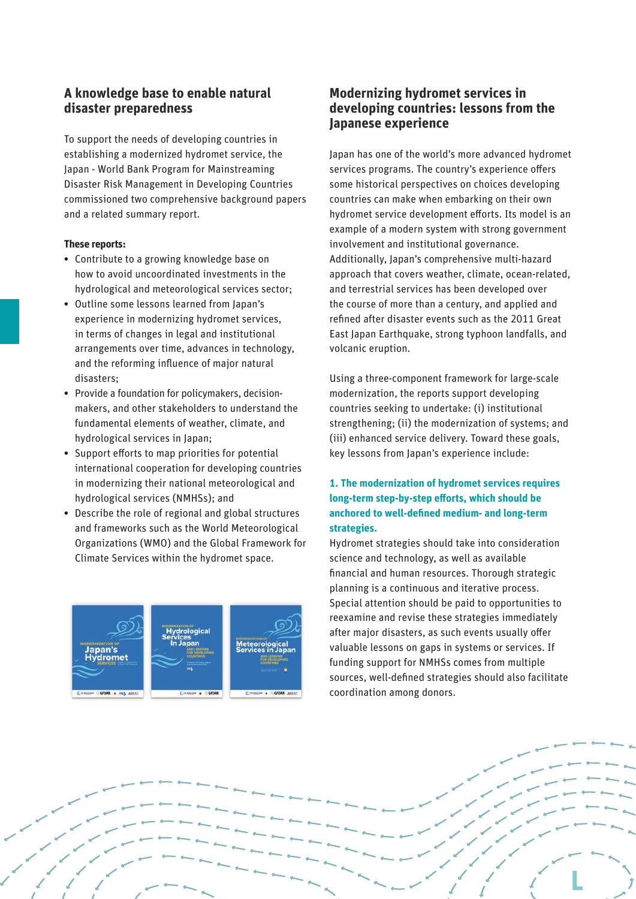## A knowledge base to enable natural disaster preparedness

To support the needs of developing countries in establishing a modernized hydromet service, the Japan - World Bank Program for Mainstreaming Disaster Risk Management in Developing Countries commissioned two comprehensive background papers and a related summary report.

**These reports:**

- Contribute to a growing knowledge base on how to avoid uncoordinated investments in the hydrological and meteorological services sector;
- Outline some lessons learned from Japan's experience in modernizing hydromet services, in terms of changes in legal and institutional arrangements over time, advances in technology, and the reforming influence of major natural disasters;
- Provide a foundation for policymakers, decision-makers, and other stakeholders to understand the fundamental elements of weather, climate, and hydrological services in Japan;
- Support efforts to map priorities for potential international cooperation for developing countries in modernizing their national meteorological and hydrological services (NMHSs); and
- Describe the role of regional and global structures and frameworks such as the World Meteorological Organizations (WMO) and the Global Framework for Climate Services within the hydromet space.

## Modernizing hydromet services in developing countries: lessons from the Japanese experience

Japan has one of the world's more advanced hydromet services programs. The country's experience offers some historical perspectives on choices developing countries can make when embarking on their own hydromet service development efforts. Its model is an example of a modern system with strong government involvement and institutional governance. Additionally, Japan's comprehensive multi-hazard approach that covers weather, climate, ocean-related, and terrestrial services has been developed over the course of more than a century, and applied and refined after disaster events such as the 2011 Great East Japan Earthquake, strong typhoon landfalls, and volcanic eruption.

Using a three-component framework for large-scale modernization, the reports support developing countries seeking to undertake: (i) institutional strengthening; (ii) the modernization of systems; and (iii) enhanced service delivery. Toward these goals, key lessons from Japan's experience include:

**1. The modernization of hydromet services requires long-term step-by-step efforts, which should be anchored to well-defined medium- and long-term strategies.**

Hydromet strategies should take into consideration science and technology, as well as available financial and human resources. Thorough strategic planning is a continuous and iterative process. Special attention should be paid to opportunities to reexamine and revise these strategies immediately after major disasters, as such events usually offer valuable lessons on gaps in systems or services. If funding support for NMHSs comes from multiple sources, well-defined strategies should also facilitate coordination among donors.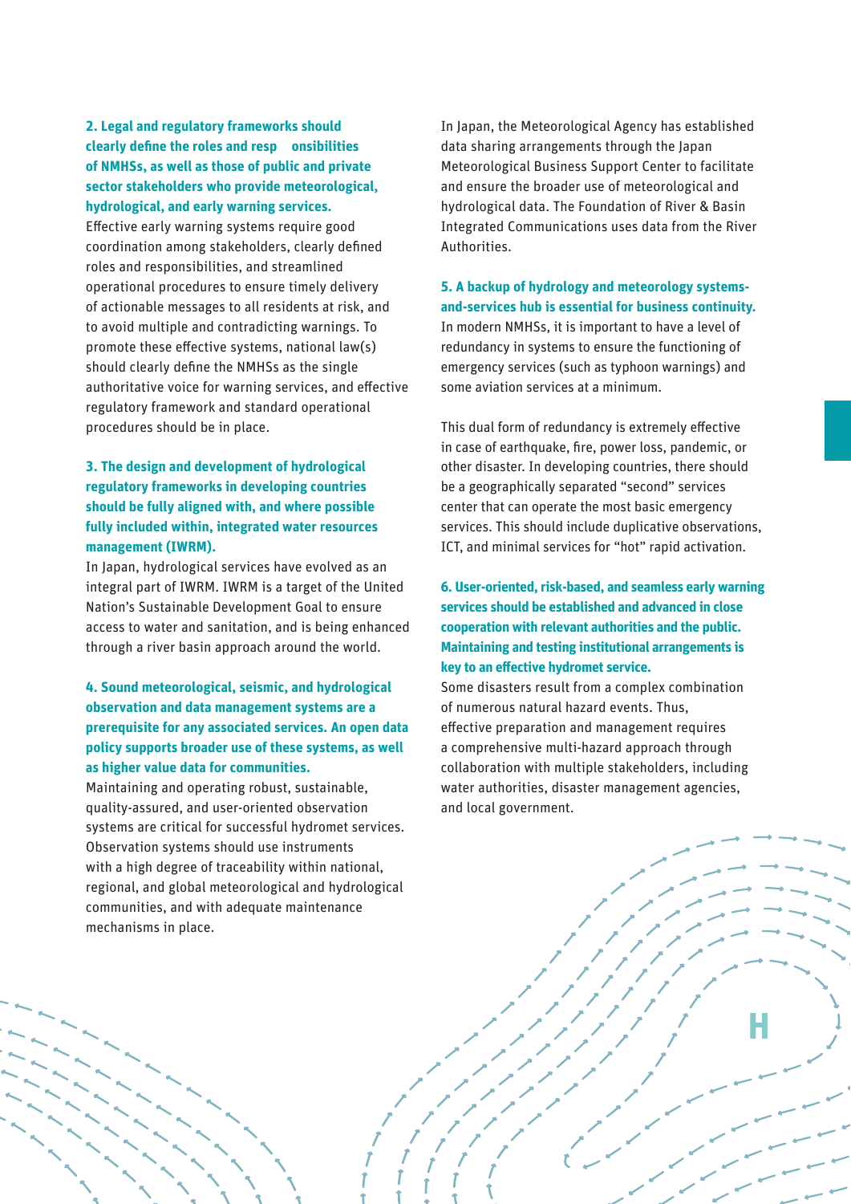**2. Legal and regulatory frameworks should clearly define the roles and responsibilities of NMHSs, as well as those of public and private sector stakeholders who provide meteorological, hydrological, and early warning services.**

Effective early warning systems require good coordination among stakeholders, clearly defined roles and responsibilities, and streamlined operational procedures to ensure timely delivery of actionable messages to all residents at risk, and to avoid multiple and contradicting warnings. To promote these effective systems, national law(s) should clearly define the NMHSs as the single authoritative voice for warning services, and effective regulatory framework and standard operational procedures should be in place.

**3. The design and development of hydrological regulatory frameworks in developing countries should be fully aligned with, and where possible fully included within, integrated water resources management (IWRM).**

In Japan, hydrological services have evolved as an integral part of IWRM. IWRM is a target of the United Nation's Sustainable Development Goal to ensure access to water and sanitation, and is being enhanced through a river basin approach around the world.

**4. Sound meteorological, seismic, and hydrological observation and data management systems are a prerequisite for any associated services. An open data policy supports broader use of these systems, as well as higher value data for communities.**

Maintaining and operating robust, sustainable, quality-assured, and user-oriented observation systems are critical for successful hydromet services. Observation systems should use instruments with a high degree of traceability within national, regional, and global meteorological and hydrological communities, and with adequate maintenance mechanisms in place.

In Japan, the Meteorological Agency has established data sharing arrangements through the Japan Meteorological Business Support Center to facilitate and ensure the broader use of meteorological and hydrological data. The Foundation of River & Basin Integrated Communications uses data from the River Authorities.

**5. A backup of hydrology and meteorology systems-and-services hub is essential for business continuity.**

In modern NMHSs, it is important to have a level of redundancy in systems to ensure the functioning of emergency services (such as typhoon warnings) and some aviation services at a minimum.

This dual form of redundancy is extremely effective in case of earthquake, fire, power loss, pandemic, or other disaster. In developing countries, there should be a geographically separated "second" services center that can operate the most basic emergency services. This should include duplicative observations, ICT, and minimal services for "hot" rapid activation.

**6. User-oriented, risk-based, and seamless early warning services should be established and advanced in close cooperation with relevant authorities and the public. Maintaining and testing institutional arrangements is key to an effective hydromet service.**

Some disasters result from a complex combination of numerous natural hazard events. Thus, effective preparation and management requires a comprehensive multi-hazard approach through collaboration with multiple stakeholders, including water authorities, disaster management agencies, and local government.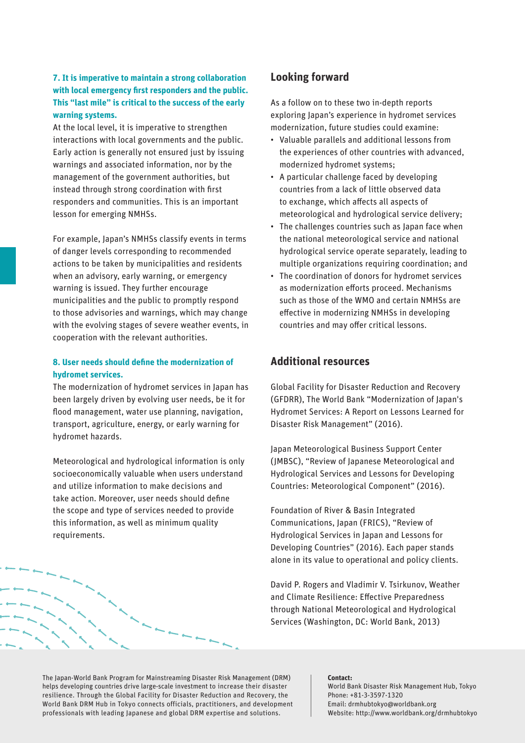**7. It is imperative to maintain a strong collaboration with local emergency first responders and the public. This "last mile" is critical to the success of the early warning systems.**

At the local level, it is imperative to strengthen interactions with local governments and the public. Early action is generally not ensured just by issuing warnings and associated information, nor by the management of the government authorities, but instead through strong coordination with first responders and communities. This is an important lesson for emerging NMHSs.

For example, Japan's NMHSs classify events in terms of danger levels corresponding to recommended actions to be taken by municipalities and residents when an advisory, early warning, or emergency warning is issued. They further encourage municipalities and the public to promptly respond to those advisories and warnings, which may change with the evolving stages of severe weather events, in cooperation with the relevant authorities.

**8. User needs should define the modernization of hydromet services.**

The modernization of hydromet services in Japan has been largely driven by evolving user needs, be it for flood management, water use planning, navigation, transport, agriculture, energy, or early warning for hydromet hazards.

Meteorological and hydrological information is only socioeconomically valuable when users understand and utilize information to make decisions and take action. Moreover, user needs should define the scope and type of services needed to provide this information, as well as minimum quality requirements.

## Looking forward

As a follow on to these two in-depth reports exploring Japan's experience in hydromet services modernization, future studies could examine:

- Valuable parallels and additional lessons from the experiences of other countries with advanced, modernized hydromet systems;
- A particular challenge faced by developing countries from a lack of little observed data to exchange, which affects all aspects of meteorological and hydrological service delivery;
- The challenges countries such as Japan face when the national meteorological service and national hydrological service operate separately, leading to multiple organizations requiring coordination; and
- The coordination of donors for hydromet services as modernization efforts proceed. Mechanisms such as those of the WMO and certain NMHSs are effective in modernizing NMHSs in developing countries and may offer critical lessons.

## Additional resources

Global Facility for Disaster Reduction and Recovery (GFDRR), The World Bank "Modernization of Japan's Hydromet Services: A Report on Lessons Learned for Disaster Risk Management" (2016).

Japan Meteorological Business Support Center (JMBSC), "Review of Japanese Meteorological and Hydrological Services and Lessons for Developing Countries: Meteorological Component" (2016).

Foundation of River & Basin Integrated Communications, Japan (FRICS), "Review of Hydrological Services in Japan and Lessons for Developing Countries" (2016). Each paper stands alone in its value to operational and policy clients.

David P. Rogers and Vladimir V. Tsirkunov, Weather and Climate Resilience: Effective Preparedness through National Meteorological and Hydrological Services (Washington, DC: World Bank, 2013)

The Japan-World Bank Program for Mainstreaming Disaster Risk Management (DRM) helps developing countries drive large-scale investment to increase their disaster resilience. Through the Global Facility for Disaster Reduction and Recovery, the World Bank DRM Hub in Tokyo connects officials, practitioners, and development professionals with leading Japanese and global DRM expertise and solutions.

**Contact:**
World Bank Disaster Risk Management Hub, Tokyo
Phone: +81-3-3597-1320
Email: drmhubtokyo@worldbank.org
Website: http://www.worldbank.org/drmhubtokyo